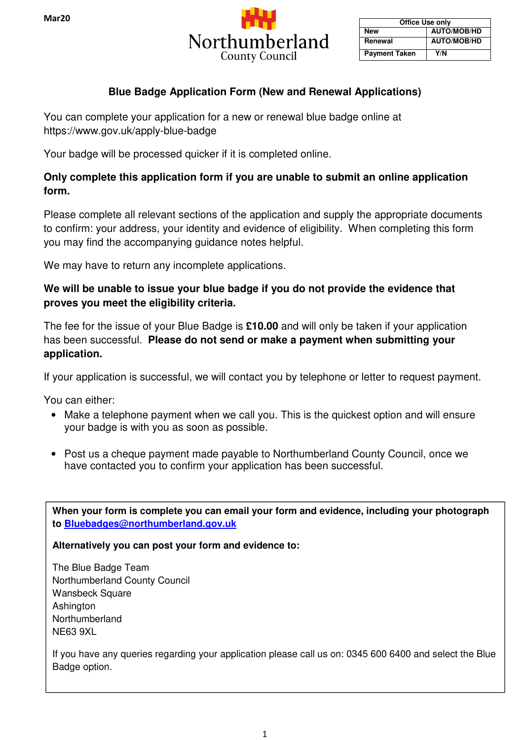Mar20

Northumberland County Council

| Office Use only | |
|---|---|
| New | AUTO/MOB/HD |
| Renewal | AUTO/MOB/HD |
| Payment Taken | Y/N |

# Blue Badge Application Form (New and Renewal Applications)

You can complete your application for a new or renewal blue badge online at https://www.gov.uk/apply-blue-badge

Your badge will be processed quicker if it is completed online.

**Only complete this application form if you are unable to submit an online application form.**

Please complete all relevant sections of the application and supply the appropriate documents to confirm: your address, your identity and evidence of eligibility. When completing this form you may find the accompanying guidance notes helpful.

We may have to return any incomplete applications.

**We will be unable to issue your blue badge if you do not provide the evidence that proves you meet the eligibility criteria.**

The fee for the issue of your Blue Badge is **£10.00** and will only be taken if your application has been successful. **Please do not send or make a payment when submitting your application.**

If your application is successful, we will contact you by telephone or letter to request payment.

You can either:

- Make a telephone payment when we call you. This is the quickest option and will ensure your badge is with you as soon as possible.
- Post us a cheque payment made payable to Northumberland County Council, once we have contacted you to confirm your application has been successful.

**When your form is complete you can email your form and evidence, including your photograph to Bluebadges@northumberland.gov.uk**

**Alternatively you can post your form and evidence to:**

The Blue Badge Team
Northumberland County Council
Wansbeck Square
Ashington
Northumberland
NE63 9XL

If you have any queries regarding your application please call us on: 0345 600 6400 and select the Blue Badge option.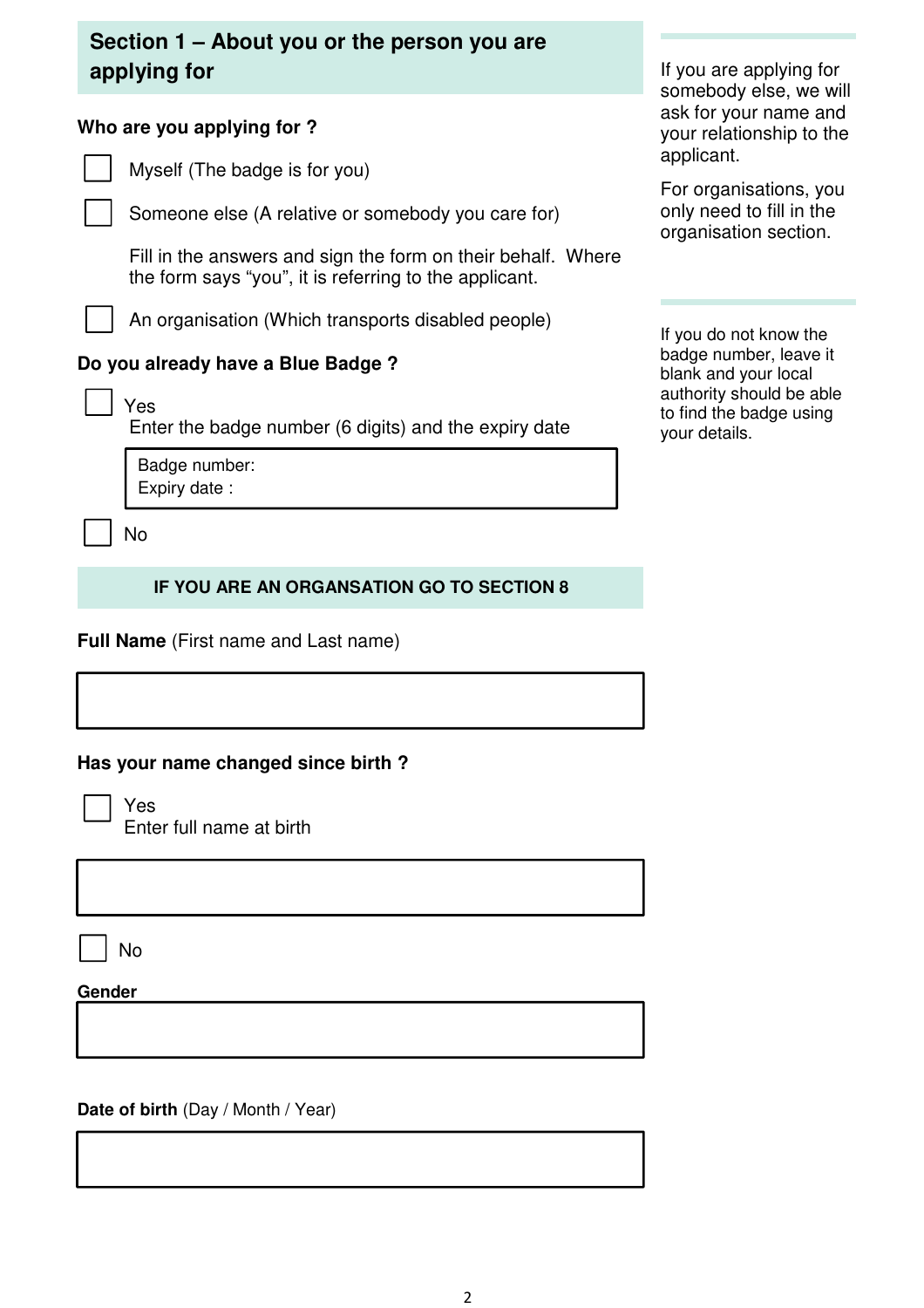## Section 1 – About you or the person you are applying for

**Who are you applying for ?**

☐ Myself (The badge is for you)

☐ Someone else (A relative or somebody you care for)

Fill in the answers and sign the form on their behalf. Where the form says "you", it is referring to the applicant.

☐ An organisation (Which transports disabled people)

If you are applying for somebody else, we will ask for your name and your relationship to the applicant.

For organisations, you only need to fill in the organisation section.

**Do you already have a Blue Badge ?**

☐ Yes
Enter the badge number (6 digits) and the expiry date

Badge number:
Expiry date :

☐ No

If you do not know the badge number, leave it blank and your local authority should be able to find the badge using your details.

**IF YOU ARE AN ORGANSATION GO TO SECTION 8**

**Full Name** (First name and Last name)

**Has your name changed since birth ?**

☐ Yes
Enter full name at birth

☐ No

**Gender**

**Date of birth** (Day / Month / Year)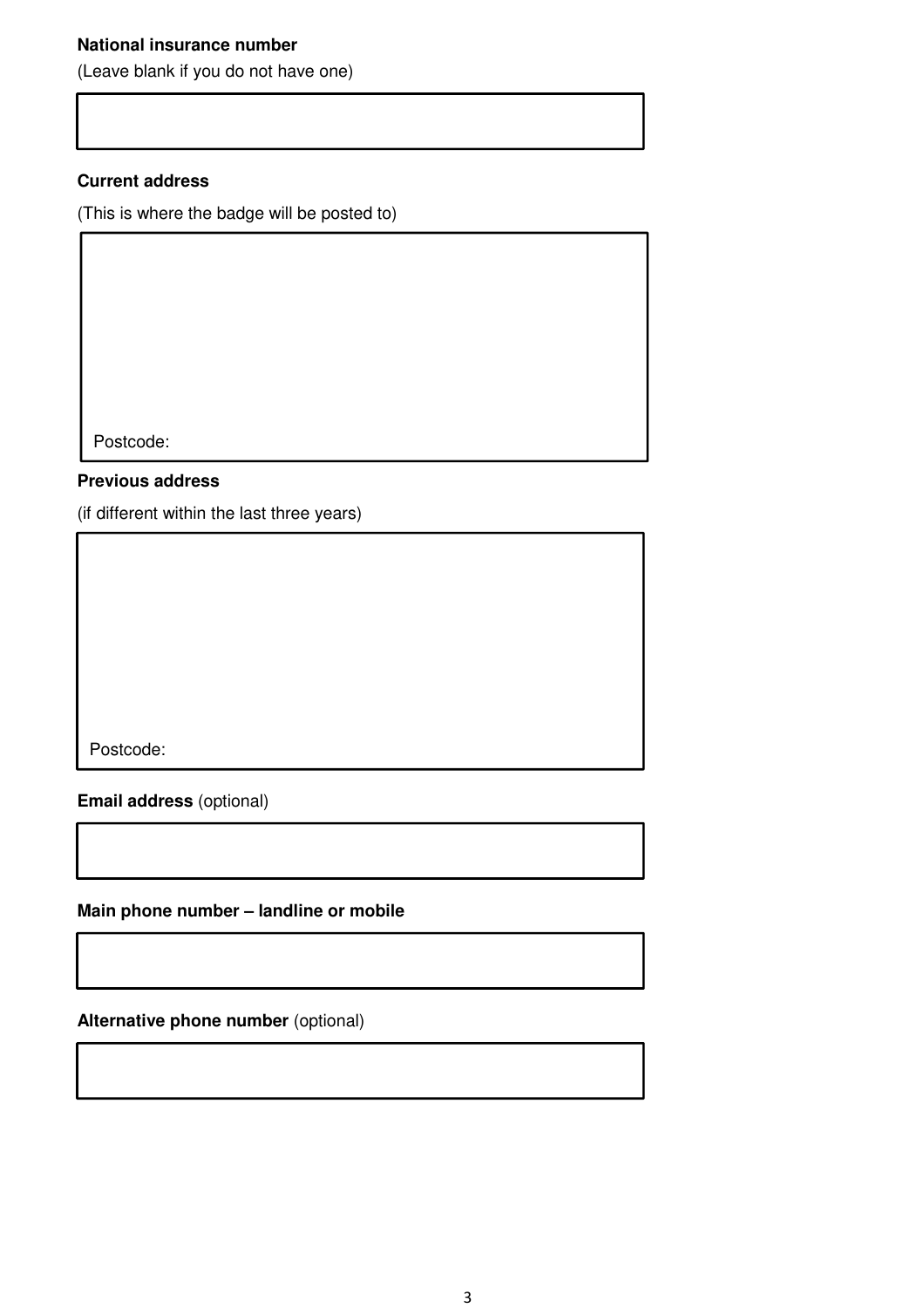**National insurance number**

(Leave blank if you do not have one)

**Current address**

(This is where the badge will be posted to)

Postcode:

**Previous address**

(if different within the last three years)

Postcode:

**Email address** (optional)

**Main phone number – landline or mobile**

**Alternative phone number** (optional)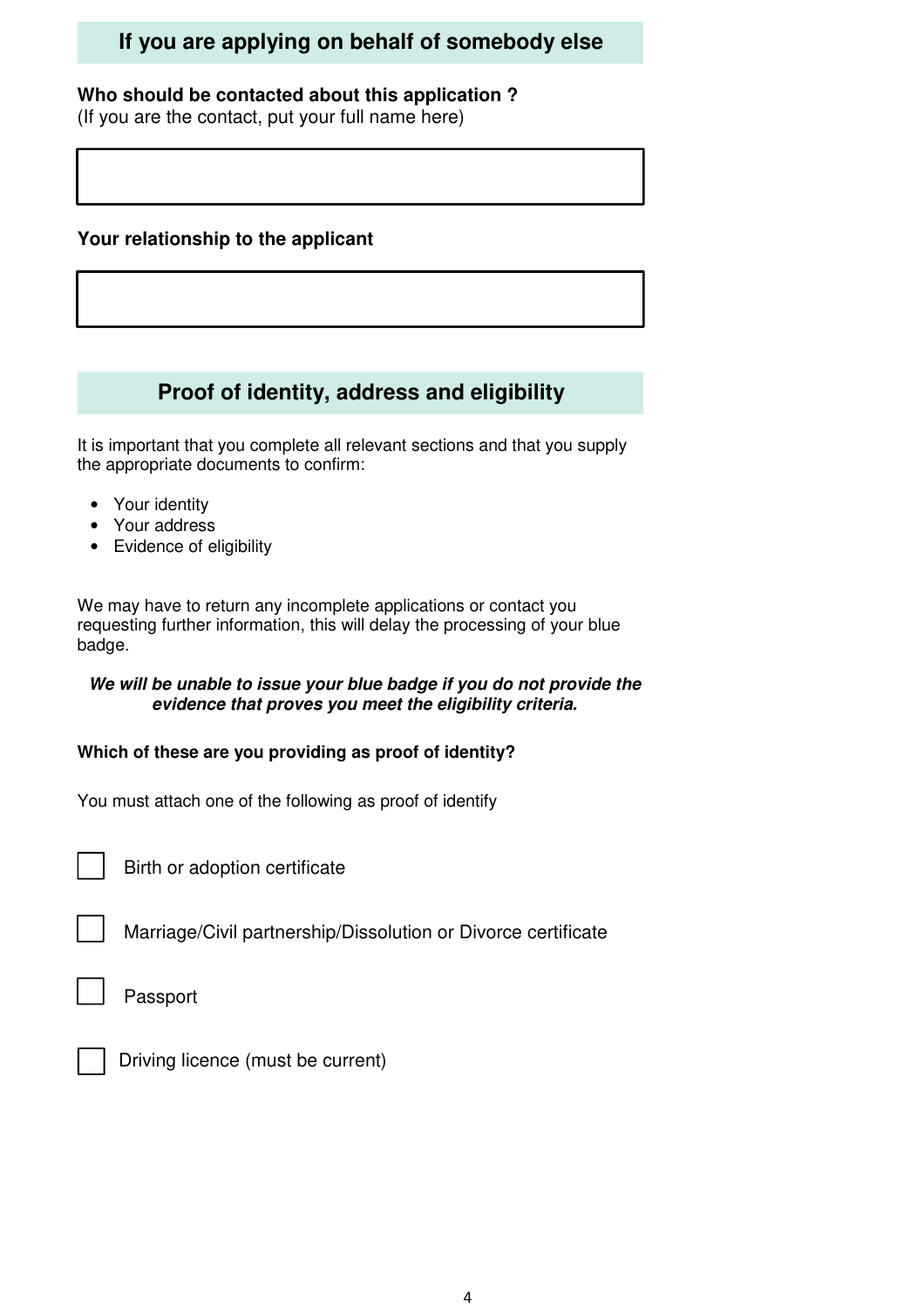## If you are applying on behalf of somebody else

**Who should be contacted about this application ?**
(If you are the contact, put your full name here)

&nbsp;

**Your relationship to the applicant**

&nbsp;

## Proof of identity, address and eligibility

It is important that you complete all relevant sections and that you supply the appropriate documents to confirm:

- Your identity
- Your address
- Evidence of eligibility

We may have to return any incomplete applications or contact you requesting further information, this will delay the processing of your blue badge.

***We will be unable to issue your blue badge if you do not provide the evidence that proves you meet the eligibility criteria.***

**Which of these are you providing as proof of identity?**

You must attach one of the following as proof of identify

- ☐ Birth or adoption certificate
- ☐ Marriage/Civil partnership/Dissolution or Divorce certificate
- ☐ Passport
- ☐ Driving licence (must be current)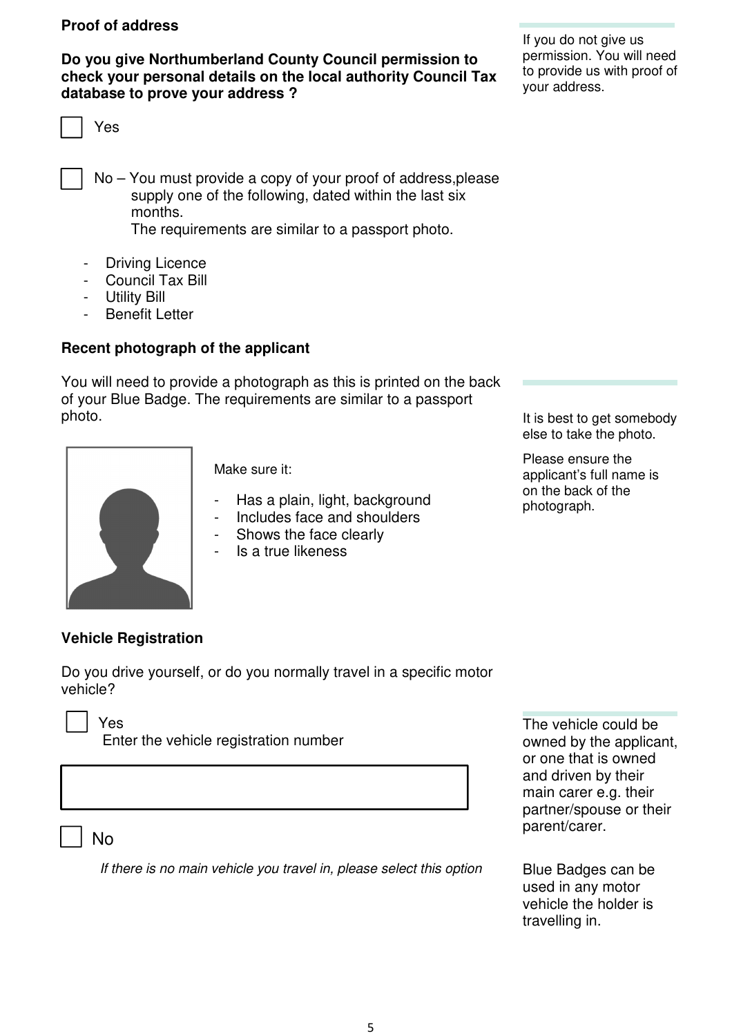**Proof of address**

**Do you give Northumberland County Council permission to check your personal details on the local authority Council Tax database to prove your address ?**

If you do not give us permission. You will need to provide us with proof of your address.

☐ Yes

☐ No – You must provide a copy of your proof of address,please supply one of the following, dated within the last six months.
The requirements are similar to a passport photo.

- Driving Licence
- Council Tax Bill
- Utility Bill
- Benefit Letter

**Recent photograph of the applicant**

You will need to provide a photograph as this is printed on the back of your Blue Badge. The requirements are similar to a passport photo.

It is best to get somebody else to take the photo.

Please ensure the applicant's full name is on the back of the photograph.

Make sure it:

- Has a plain, light, background
- Includes face and shoulders
- Shows the face clearly
- Is a true likeness

**Vehicle Registration**

Do you drive yourself, or do you normally travel in a specific motor vehicle?

☐ Yes
Enter the vehicle registration number

[ ]

☐ No

*If there is no main vehicle you travel in, please select this option*

The vehicle could be owned by the applicant, or one that is owned and driven by their main carer e.g. their partner/spouse or their parent/carer.

Blue Badges can be used in any motor vehicle the holder is travelling in.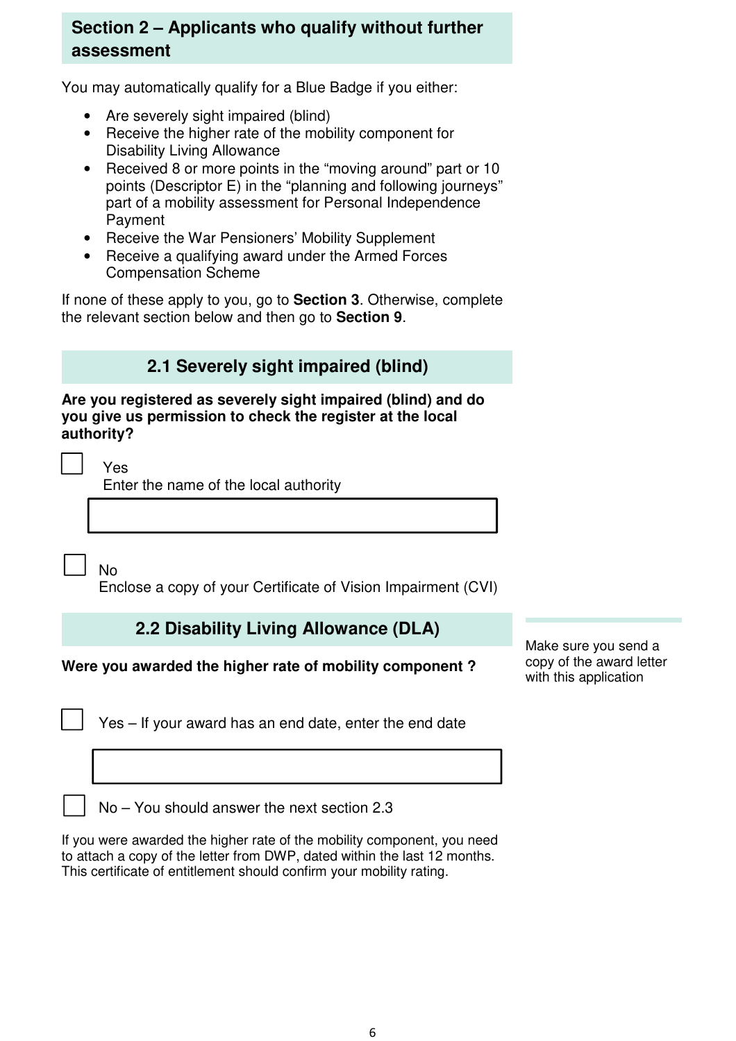## Section 2 – Applicants who qualify without further assessment

You may automatically qualify for a Blue Badge if you either:

- Are severely sight impaired (blind)
- Receive the higher rate of the mobility component for Disability Living Allowance
- Received 8 or more points in the "moving around" part or 10 points (Descriptor E) in the "planning and following journeys" part of a mobility assessment for Personal Independence Payment
- Receive the War Pensioners' Mobility Supplement
- Receive a qualifying award under the Armed Forces Compensation Scheme

If none of these apply to you, go to **Section 3**. Otherwise, complete the relevant section below and then go to **Section 9**.

### 2.1 Severely sight impaired (blind)

**Are you registered as severely sight impaired (blind) and do you give us permission to check the register at the local authority?**

☐ Yes
Enter the name of the local authority

☐ No
Enclose a copy of your Certificate of Vision Impairment (CVI)

### 2.2 Disability Living Allowance (DLA)

Make sure you send a copy of the award letter with this application

**Were you awarded the higher rate of mobility component ?**

☐ Yes – If your award has an end date, enter the end date

☐ No – You should answer the next section 2.3

If you were awarded the higher rate of the mobility component, you need to attach a copy of the letter from DWP, dated within the last 12 months. This certificate of entitlement should confirm your mobility rating.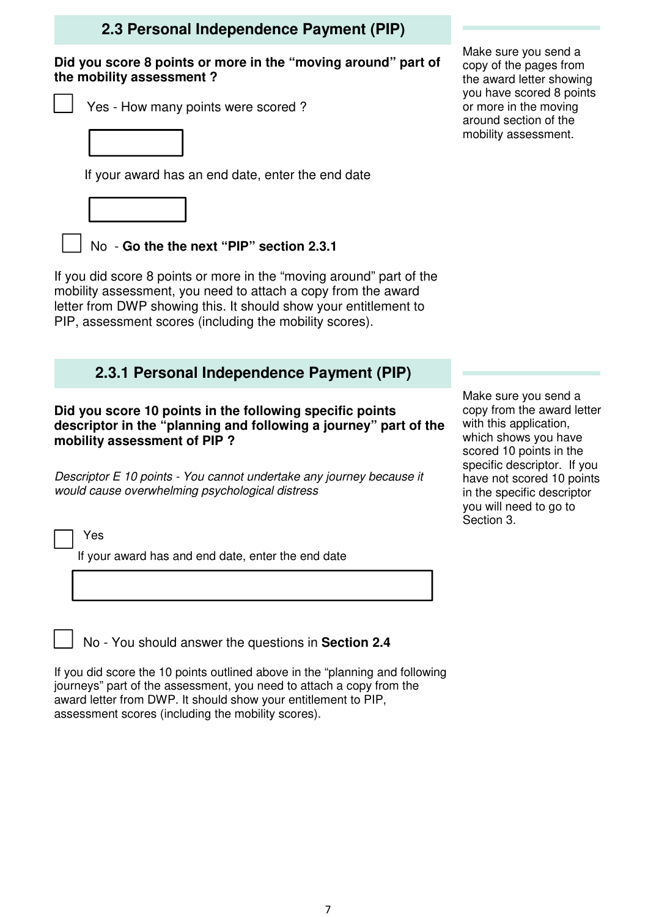## 2.3 Personal Independence Payment (PIP)

**Did you score 8 points or more in the "moving around" part of the mobility assessment ?**

☐ Yes - How many points were scored ?

If your award has an end date, enter the end date

☐ No - **Go the the next "PIP" section 2.3.1**

If you did score 8 points or more in the "moving around" part of the mobility assessment, you need to attach a copy from the award letter from DWP showing this. It should show your entitlement to PIP, assessment scores (including the mobility scores).

Make sure you send a copy of the pages from the award letter showing you have scored 8 points or more in the moving around section of the mobility assessment.

## 2.3.1 Personal Independence Payment (PIP)

**Did you score 10 points in the following specific points descriptor in the "planning and following a journey" part of the mobility assessment of PIP ?**

*Descriptor E 10 points - You cannot undertake any journey because it would cause overwhelming psychological distress*

☐ Yes

If your award has and end date, enter the end date

☐ No - You should answer the questions in **Section 2.4**

If you did score the 10 points outlined above in the "planning and following journeys" part of the assessment, you need to attach a copy from the award letter from DWP. It should show your entitlement to PIP, assessment scores (including the mobility scores).

Make sure you send a copy from the award letter with this application, which shows you have scored 10 points in the specific descriptor. If you have not scored 10 points in the specific descriptor you will need to go to Section 3.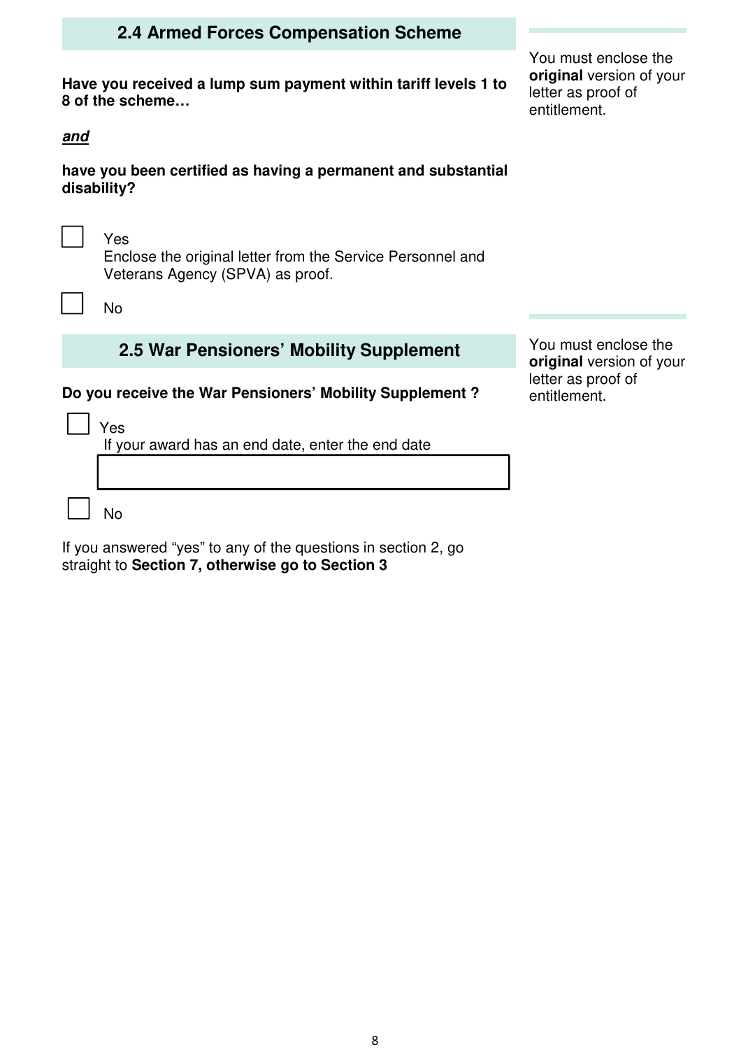## 2.4 Armed Forces Compensation Scheme

You must enclose the **original** version of your letter as proof of entitlement.

**Have you received a lump sum payment within tariff levels 1 to 8 of the scheme…**

***and***

**have you been certified as having a permanent and substantial disability?**

☐ Yes
Enclose the original letter from the Service Personnel and Veterans Agency (SPVA) as proof.

☐ No

## 2.5 War Pensioners' Mobility Supplement

You must enclose the **original** version of your letter as proof of entitlement.

**Do you receive the War Pensioners' Mobility Supplement ?**

☐ Yes
If your award has an end date, enter the end date

| |
|---|

☐ No

If you answered "yes" to any of the questions in section 2, go straight to **Section 7, otherwise go to Section 3**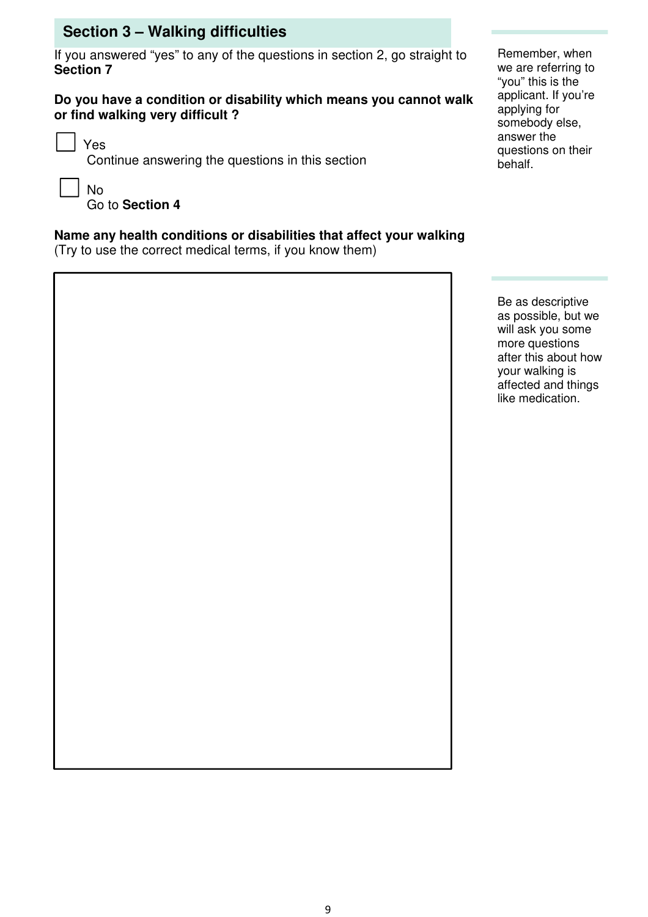## Section 3 – Walking difficulties

If you answered “yes” to any of the questions in section 2, go straight to **Section 7**

Remember, when we are referring to “you” this is the applicant. If you’re applying for somebody else, answer the questions on their behalf.

**Do you have a condition or disability which means you cannot walk or find walking very difficult ?**

☐ Yes
Continue answering the questions in this section

☐ No
Go to **Section 4**

**Name any health conditions or disabilities that affect your walking**
(Try to use the correct medical terms, if you know them)

Be as descriptive as possible, but we will ask you some more questions after this about how your walking is affected and things like medication.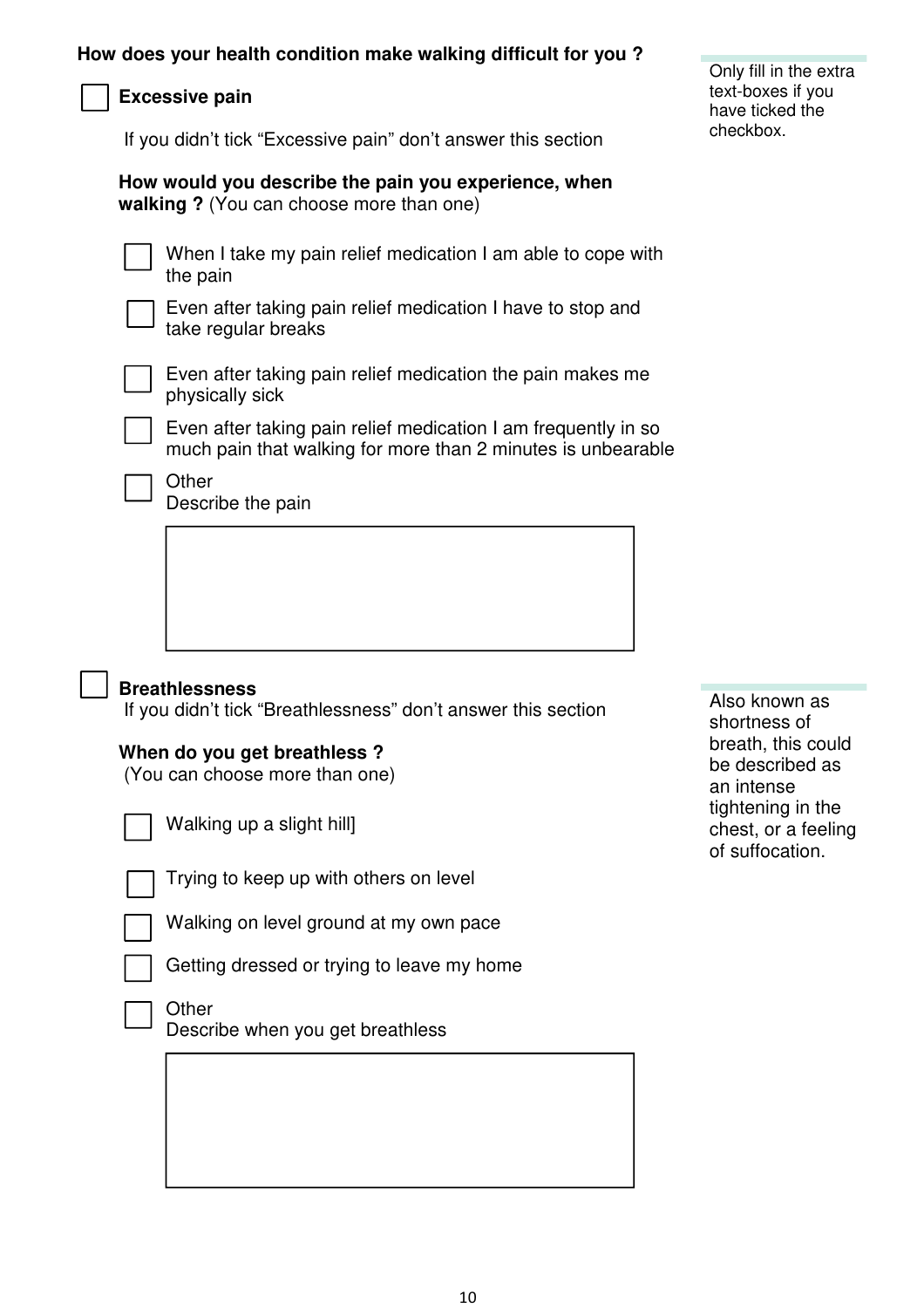**How does your health condition make walking difficult for you ?**

> Only fill in the extra text-boxes if you have ticked the checkbox.

☐ **Excessive pain**

If you didn't tick "Excessive pain" don't answer this section

**How would you describe the pain you experience, when walking ?** (You can choose more than one)

- ☐ When I take my pain relief medication I am able to cope with the pain
- ☐ Even after taking pain relief medication I have to stop and take regular breaks
- ☐ Even after taking pain relief medication the pain makes me physically sick
- ☐ Even after taking pain relief medication I am frequently in so much pain that walking for more than 2 minutes is unbearable
- ☐ Other
  Describe the pain

|  |
|---|
|  |

☐ **Breathlessness**

If you didn't tick "Breathlessness" don't answer this section

> Also known as shortness of breath, this could be described as an intense tightening in the chest, or a feeling of suffocation.

**When do you get breathless ?**
(You can choose more than one)

- ☐ Walking up a slight hill]
- ☐ Trying to keep up with others on level
- ☐ Walking on level ground at my own pace
- ☐ Getting dressed or trying to leave my home
- ☐ Other
  Describe when you get breathless

|  |
|---|
|  |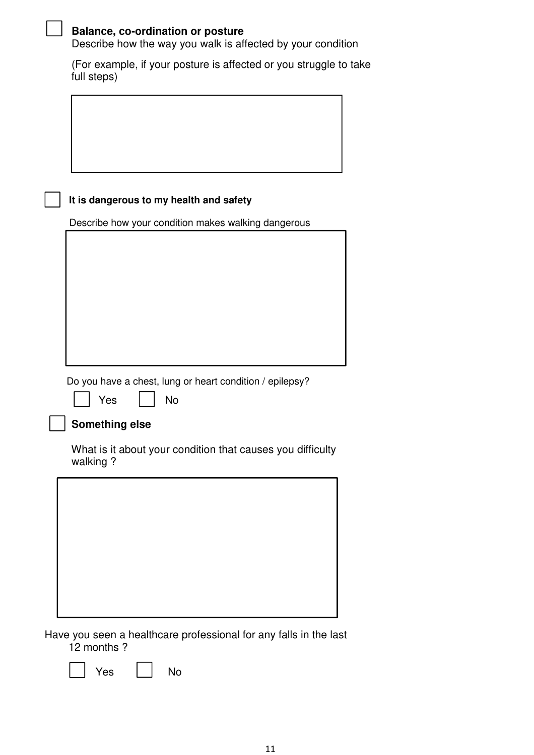☐ **Balance, co-ordination or posture**

Describe how the way you walk is affected by your condition

(For example, if your posture is affected or you struggle to take full steps)

☐ **It is dangerous to my health and safety**

Describe how your condition makes walking dangerous

Do you have a chest, lung or heart condition / epilepsy?

☐ Yes ☐ No

☐ **Something else**

What is it about your condition that causes you difficulty walking ?

Have you seen a healthcare professional for any falls in the last 12 months ?

☐ Yes ☐ No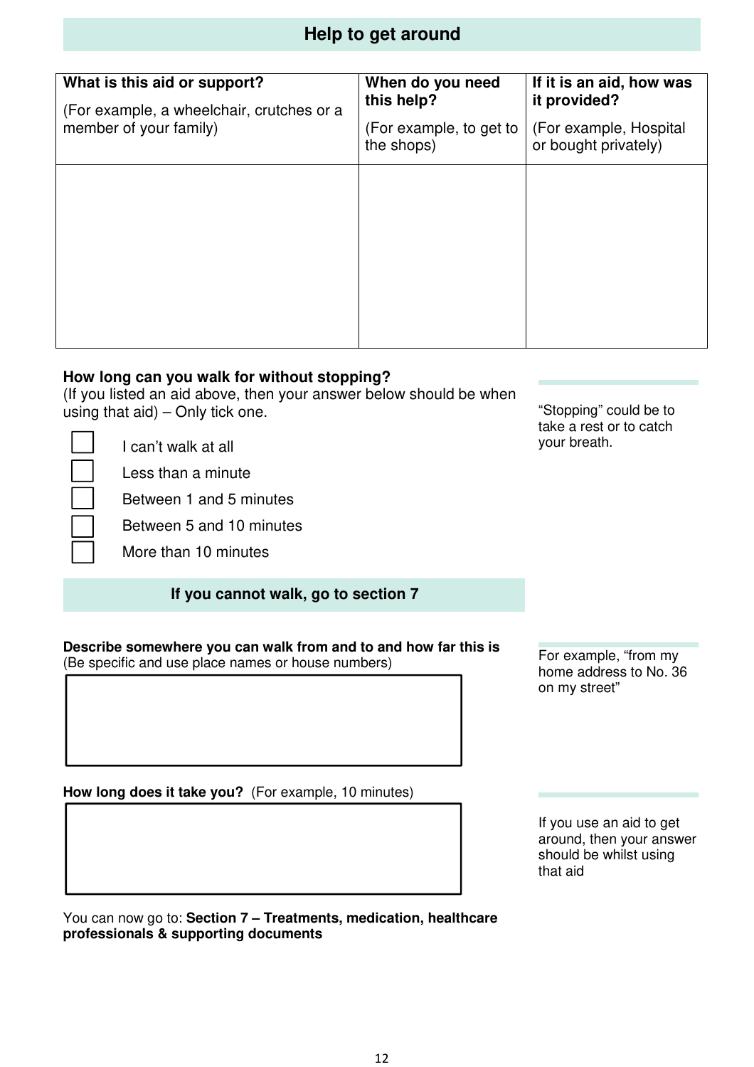## Help to get around

| **What is this aid or support?**<br>(For example, a wheelchair, crutches or a member of your family) | **When do you need this help?**<br>(For example, to get to the shops) | **If it is an aid, how was it provided?**<br>(For example, Hospital or bought privately) |
|---|---|---|
| | | |

**How long can you walk for without stopping?**
(If you listed an aid above, then your answer below should be when using that aid) – Only tick one.

"Stopping" could be to take a rest or to catch your breath.

- ☐ I can't walk at all
- ☐ Less than a minute
- ☐ Between 1 and 5 minutes
- ☐ Between 5 and 10 minutes
- ☐ More than 10 minutes

**If you cannot walk, go to section 7**

**Describe somewhere you can walk from and to and how far this is**
(Be specific and use place names or house numbers)

For example, "from my home address to No. 36 on my street"

| |
|---|
| |

**How long does it take you?** (For example, 10 minutes)

If you use an aid to get around, then your answer should be whilst using that aid

| |
|---|
| |

You can now go to: **Section 7 – Treatments, medication, healthcare professionals & supporting documents**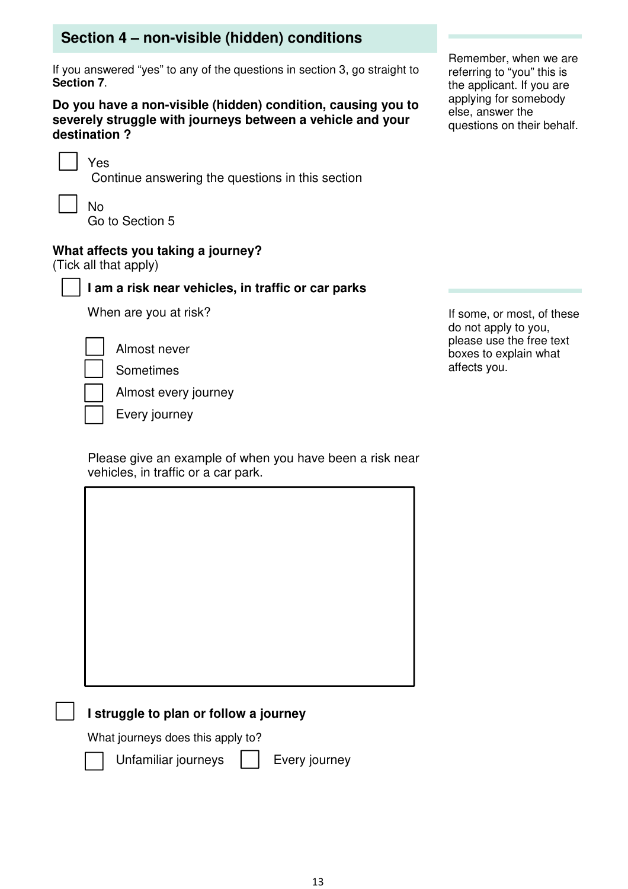## Section 4 – non-visible (hidden) conditions

If you answered "yes" to any of the questions in section 3, go straight to **Section 7**.

Remember, when we are referring to "you" this is the applicant. If you are applying for somebody else, answer the questions on their behalf.

**Do you have a non-visible (hidden) condition, causing you to severely struggle with journeys between a vehicle and your destination ?**

☐ Yes
Continue answering the questions in this section

☐ No
Go to Section 5

**What affects you taking a journey?**
(Tick all that apply)

If some, or most, of these do not apply to you, please use the free text boxes to explain what affects you.

☐ **I am a risk near vehicles, in traffic or car parks**

When are you at risk?

☐ Almost never
☐ Sometimes
☐ Almost every journey
☐ Every journey

Please give an example of when you have been a risk near vehicles, in traffic or a car park.

[ ]

☐ **I struggle to plan or follow a journey**

What journeys does this apply to?

☐ Unfamiliar journeys ☐ Every journey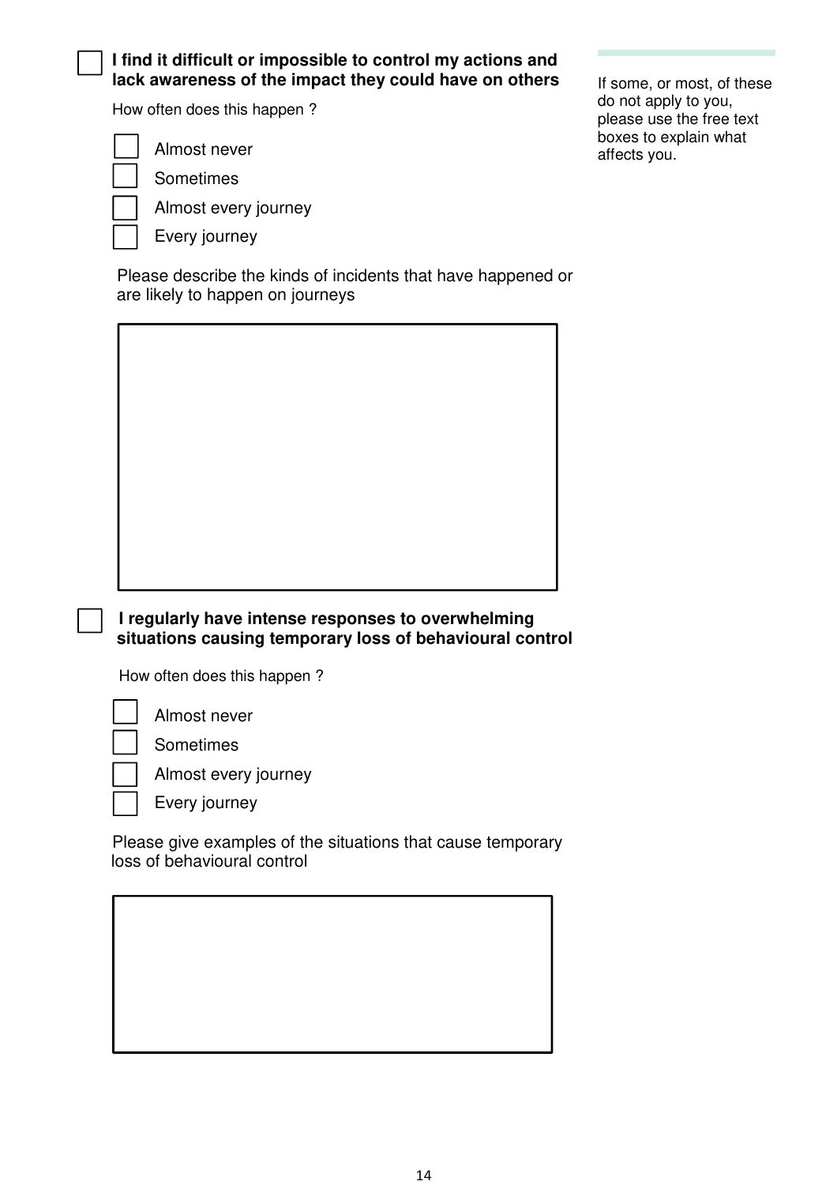- [ ] **I find it difficult or impossible to control my actions and lack awareness of the impact they could have on others**

How often does this happen ?

- [ ] Almost never
- [ ] Sometimes
- [ ] Almost every journey
- [ ] Every journey

Please describe the kinds of incidents that have happened or are likely to happen on journeys

- [ ] **I regularly have intense responses to overwhelming situations causing temporary loss of behavioural control**

How often does this happen ?

- [ ] Almost never
- [ ] Sometimes
- [ ] Almost every journey
- [ ] Every journey

Please give examples of the situations that cause temporary loss of behavioural control

If some, or most, of these do not apply to you, please use the free text boxes to explain what affects you.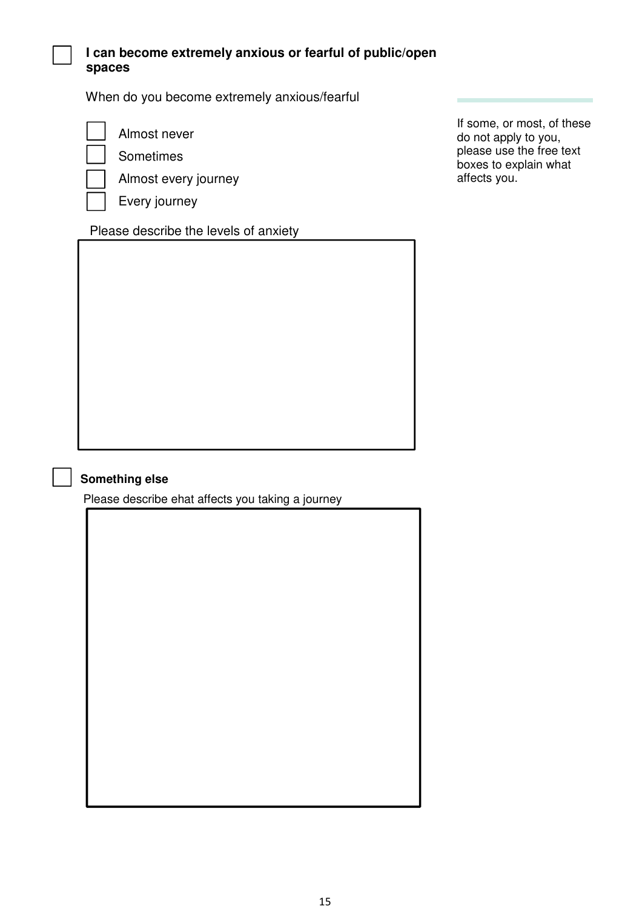- [ ] **I can become extremely anxious or fearful of public/open spaces**

When do you become extremely anxious/fearful

- [ ] Almost never
- [ ] Sometimes
- [ ] Almost every journey
- [ ] Every journey

Please describe the levels of anxiety

If some, or most, of these do not apply to you, please use the free text boxes to explain what affects you.

- [ ] **Something else**

Please describe ehat affects you taking a journey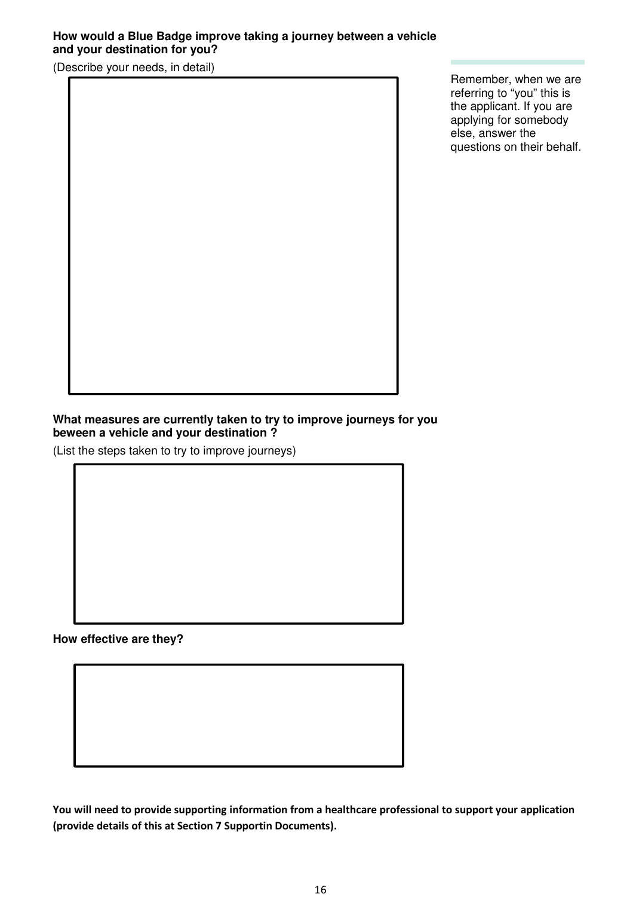**How would a Blue Badge improve taking a journey between a vehicle and your destination for you?**

(Describe your needs, in detail)

Remember, when we are referring to “you” this is the applicant. If you are applying for somebody else, answer the questions on their behalf.

**What measures are currently taken to try to improve journeys for you beween a vehicle and your destination ?**

(List the steps taken to try to improve journeys)

**How effective are they?**

**You will need to provide supporting information from a healthcare professional to support your application (provide details of this at Section 7 Supportin Documents).**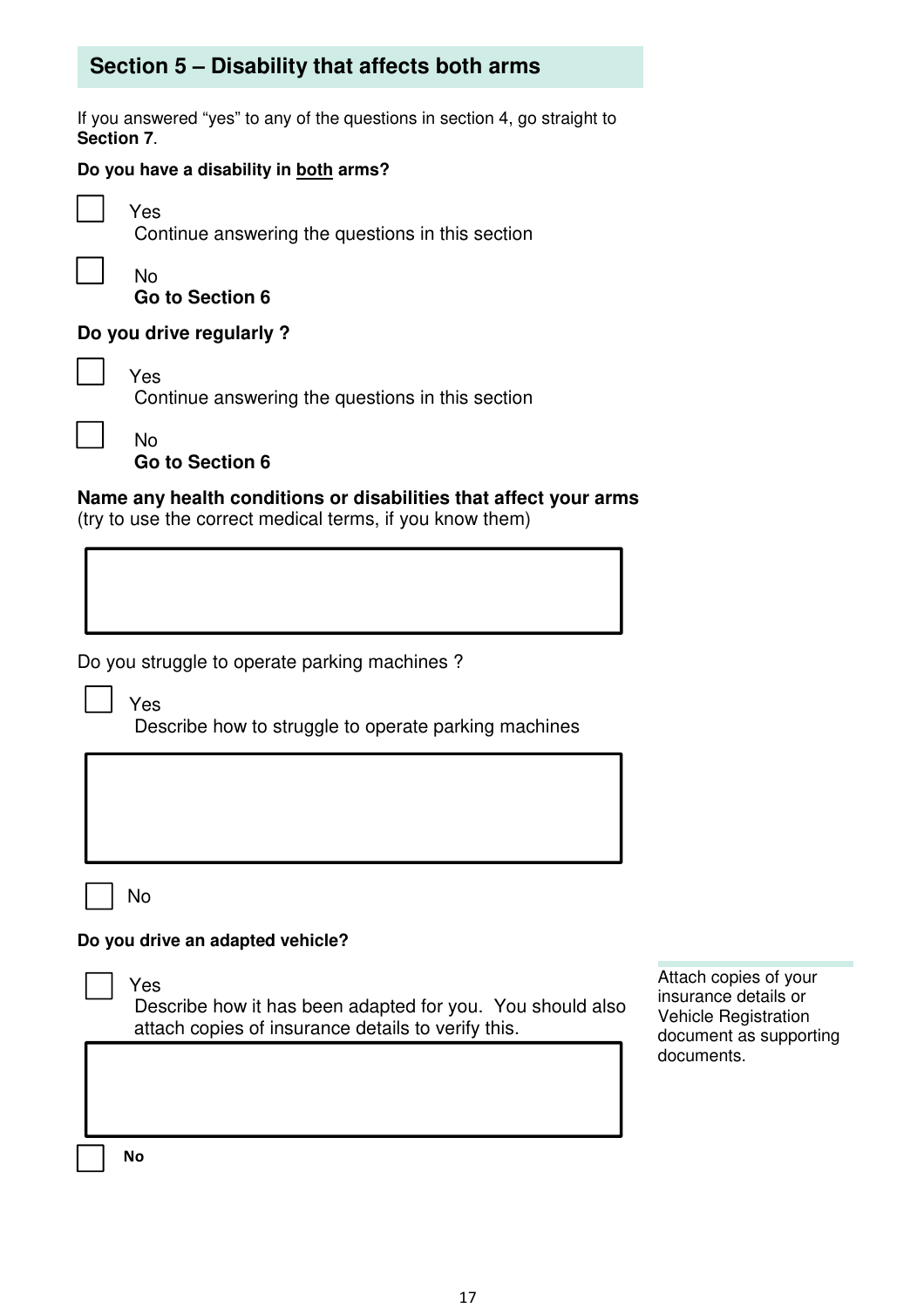## Section 5 – Disability that affects both arms

If you answered “yes” to any of the questions in section 4, go straight to **Section 7**.

**Do you have a disability in <u>both</u> arms?**

☐ Yes
Continue answering the questions in this section

☐ No
**Go to Section 6**

**Do you drive regularly ?**

☐ Yes
Continue answering the questions in this section

☐ No
**Go to Section 6**

**Name any health conditions or disabilities that affect your arms**
(try to use the correct medical terms, if you know them)

| |
|---|
| |

Do you struggle to operate parking machines ?

☐ Yes
Describe how to struggle to operate parking machines

| |
|---|
| |

☐ No

**Do you drive an adapted vehicle?**

☐ Yes
Describe how it has been adapted for you. You should also attach copies of insurance details to verify this.

| |
|---|
| |

☐ **No**

Attach copies of your insurance details or Vehicle Registration document as supporting documents.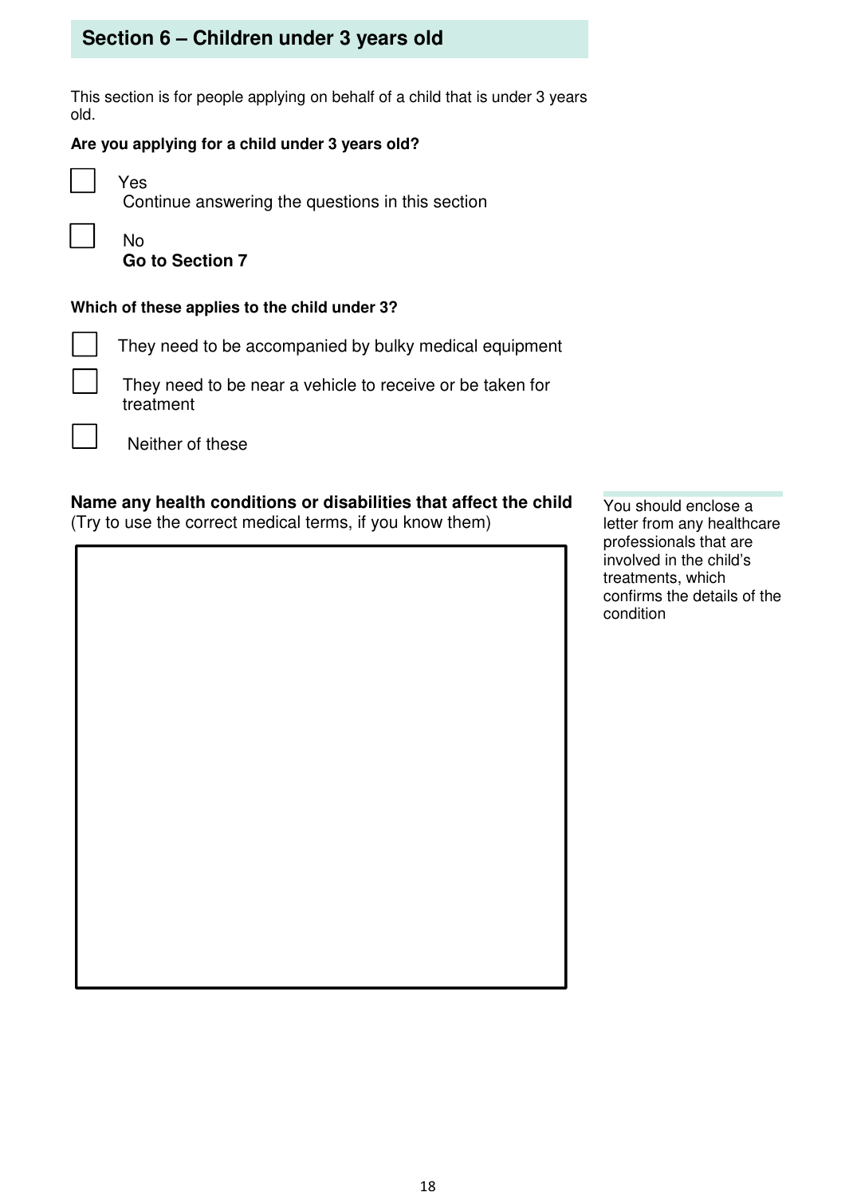## Section 6 – Children under 3 years old

This section is for people applying on behalf of a child that is under 3 years old.

**Are you applying for a child under 3 years old?**

- [ ] Yes
  Continue answering the questions in this section
- [ ] No
  **Go to Section 7**

**Which of these applies to the child under 3?**

- [ ] They need to be accompanied by bulky medical equipment
- [ ] They need to be near a vehicle to receive or be taken for treatment
- [ ] Neither of these

**Name any health conditions or disabilities that affect the child**
(Try to use the correct medical terms, if you know them)

You should enclose a letter from any healthcare professionals that are involved in the child's treatments, which confirms the details of the condition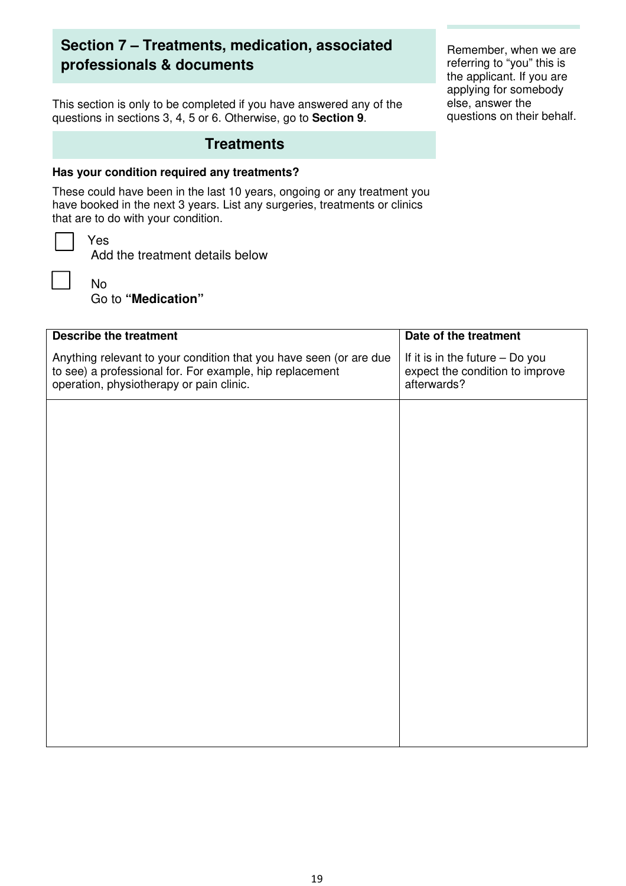## Section 7 – Treatments, medication, associated professionals & documents

This section is only to be completed if you have answered any of the questions in sections 3, 4, 5 or 6. Otherwise, go to **Section 9**.

Remember, when we are referring to "you" this is the applicant. If you are applying for somebody else, answer the questions on their behalf.

### Treatments

**Has your condition required any treatments?**

These could have been in the last 10 years, ongoing or any treatment you have booked in the next 3 years. List any surgeries, treatments or clinics that are to do with your condition.

☐ Yes
Add the treatment details below

☐ No
Go to **"Medication"**

| **Describe the treatment**<br>Anything relevant to your condition that you have seen (or are due to see) a professional for. For example, hip replacement operation, physiotherapy or pain clinic. | **Date of the treatment**<br>If it is in the future – Do you expect the condition to improve afterwards? |
|---|---|
| | |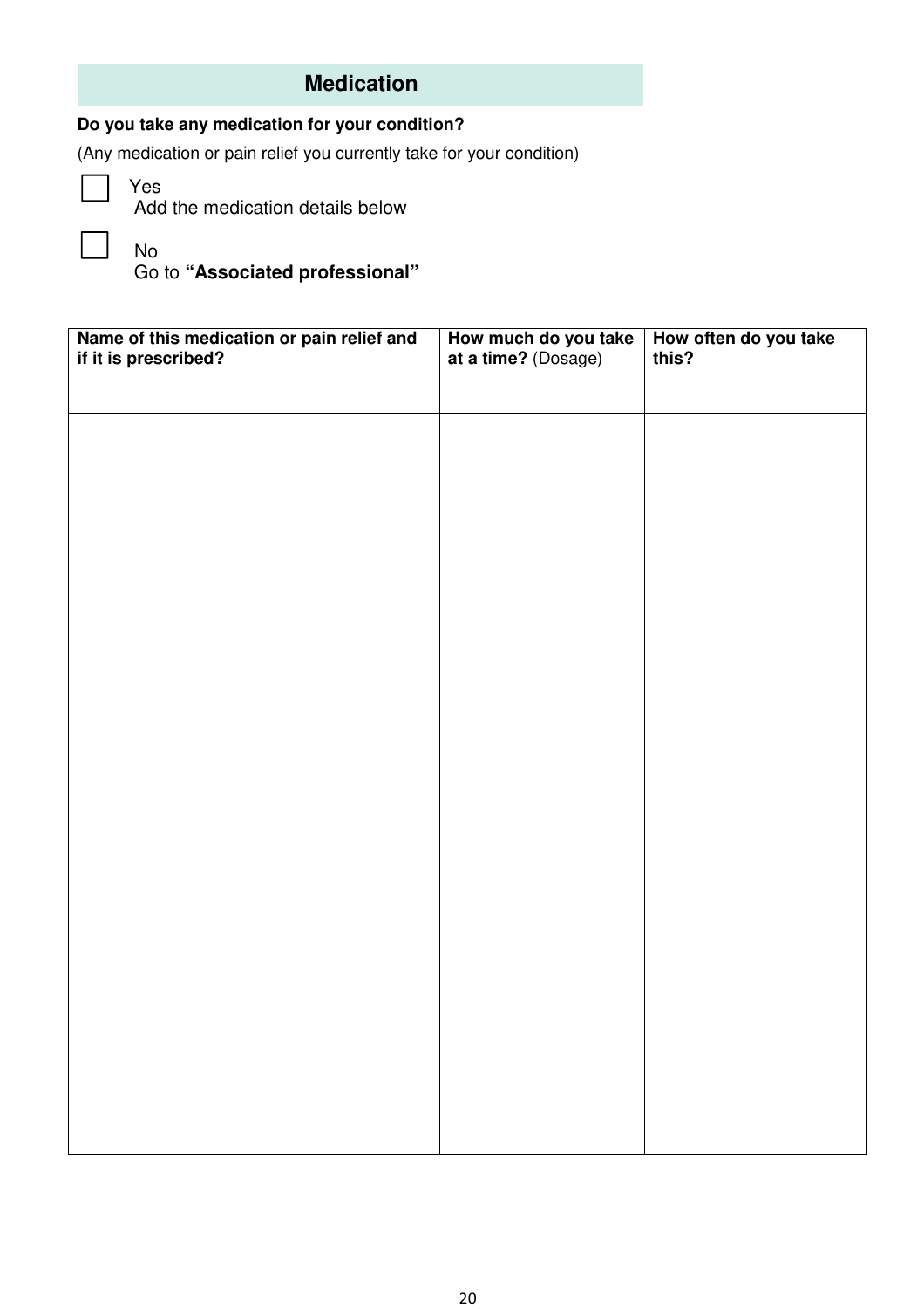## Medication

**Do you take any medication for your condition?**

(Any medication or pain relief you currently take for your condition)

☐ Yes
Add the medication details below

☐ No
Go to **"Associated professional"**

| **Name of this medication or pain relief and if it is prescribed?** | **How much do you take at a time?** (Dosage) | **How often do you take this?** |
|---|---|---|
| | | |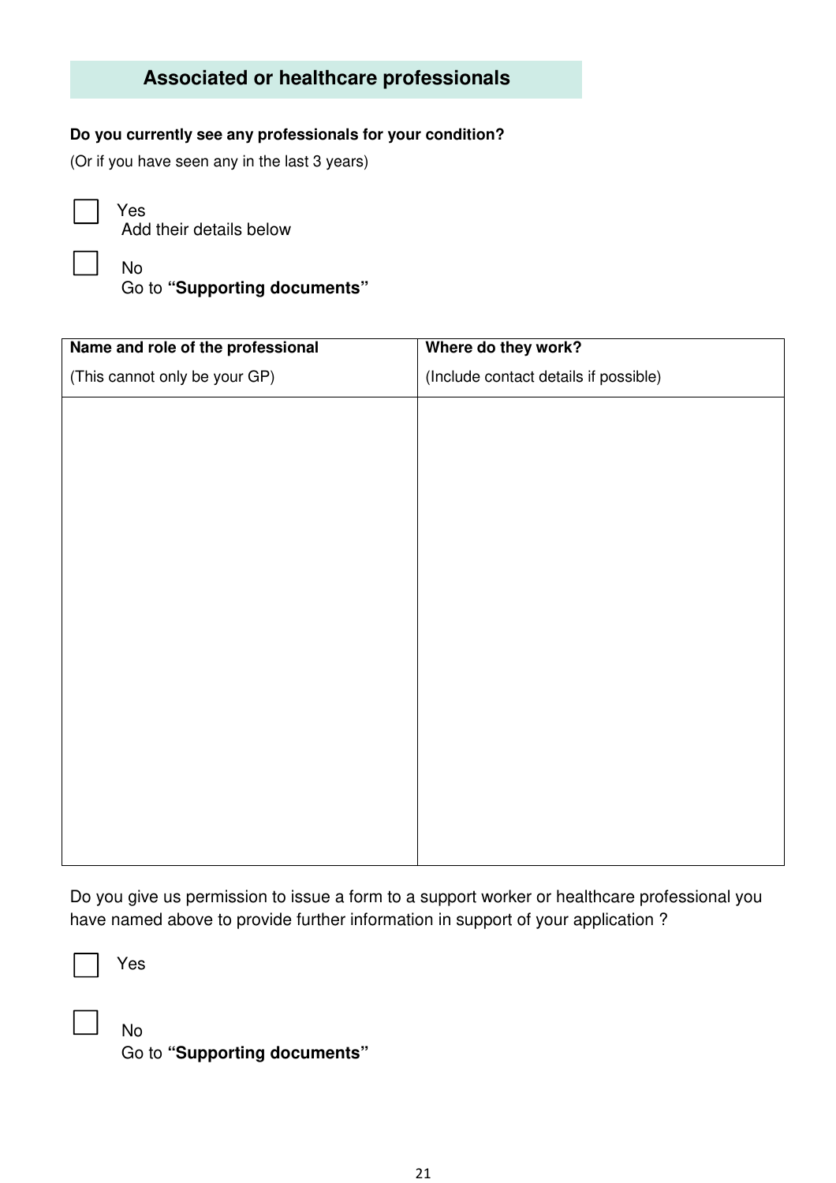## Associated or healthcare professionals

**Do you currently see any professionals for your condition?**

(Or if you have seen any in the last 3 years)

☐ Yes
Add their details below

☐ No
Go to **"Supporting documents"**

| **Name and role of the professional**<br>(This cannot only be your GP) | **Where do they work?**<br>(Include contact details if possible) |
|---|---|
| | |

Do you give us permission to issue a form to a support worker or healthcare professional you have named above to provide further information in support of your application ?

☐ Yes

☐ No
Go to **"Supporting documents"**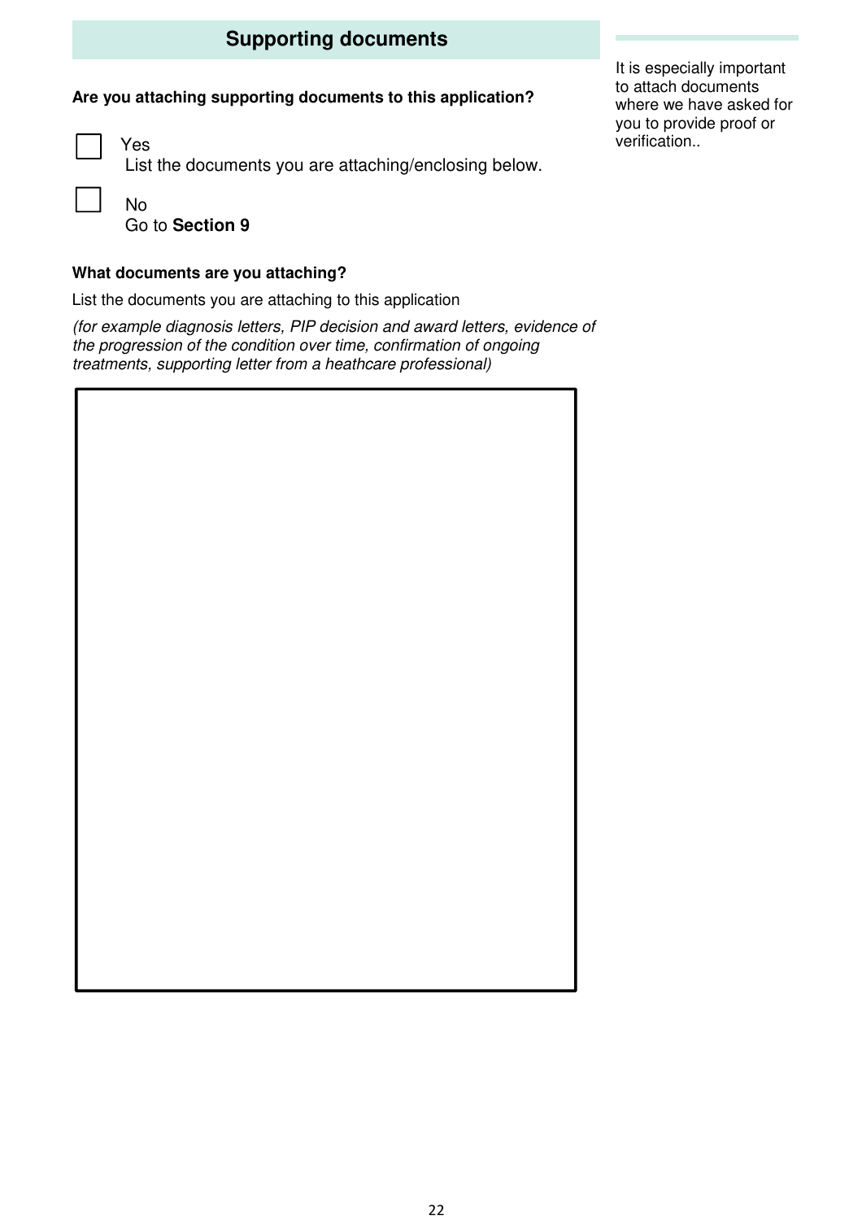## Supporting documents

It is especially important to attach documents where we have asked for you to provide proof or verification..

**Are you attaching supporting documents to this application?**

- ☐ Yes
  List the documents you are attaching/enclosing below.
- ☐ No
  Go to **Section 9**

**What documents are you attaching?**

List the documents you are attaching to this application

*(for example diagnosis letters, PIP decision and award letters, evidence of the progression of the condition over time, confirmation of ongoing treatments, supporting letter from a heathcare professional)*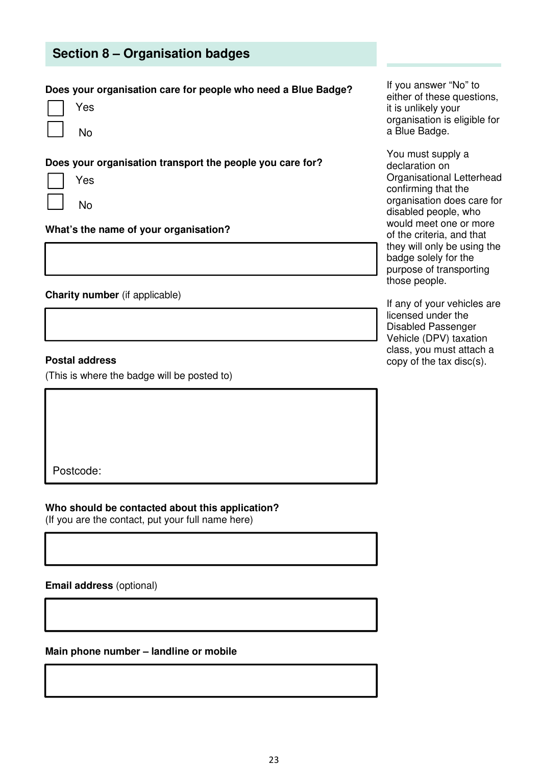## Section 8 – Organisation badges

**Does your organisation care for people who need a Blue Badge?**

☐ Yes

☐ No

**Does your organisation transport the people you care for?**

☐ Yes

☐ No

**What's the name of your organisation?**

**Charity number** (if applicable)

**Postal address**

(This is where the badge will be posted to)

Postcode:

**Who should be contacted about this application?**
(If you are the contact, put your full name here)

**Email address** (optional)

**Main phone number – landline or mobile**

If you answer "No" to either of these questions, it is unlikely your organisation is eligible for a Blue Badge.

You must supply a declaration on Organisational Letterhead confirming that the organisation does care for disabled people, who would meet one or more of the criteria, and that they will only be using the badge solely for the purpose of transporting those people.

If any of your vehicles are licensed under the Disabled Passenger Vehicle (DPV) taxation class, you must attach a copy of the tax disc(s).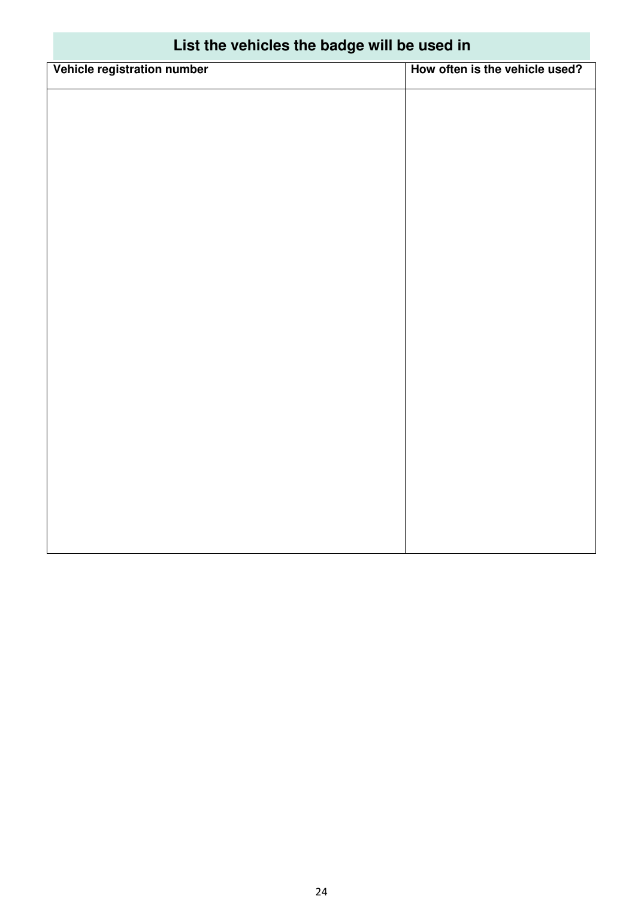## List the vehicles the badge will be used in

| Vehicle registration number | How often is the vehicle used? |
| --- | --- |
| | |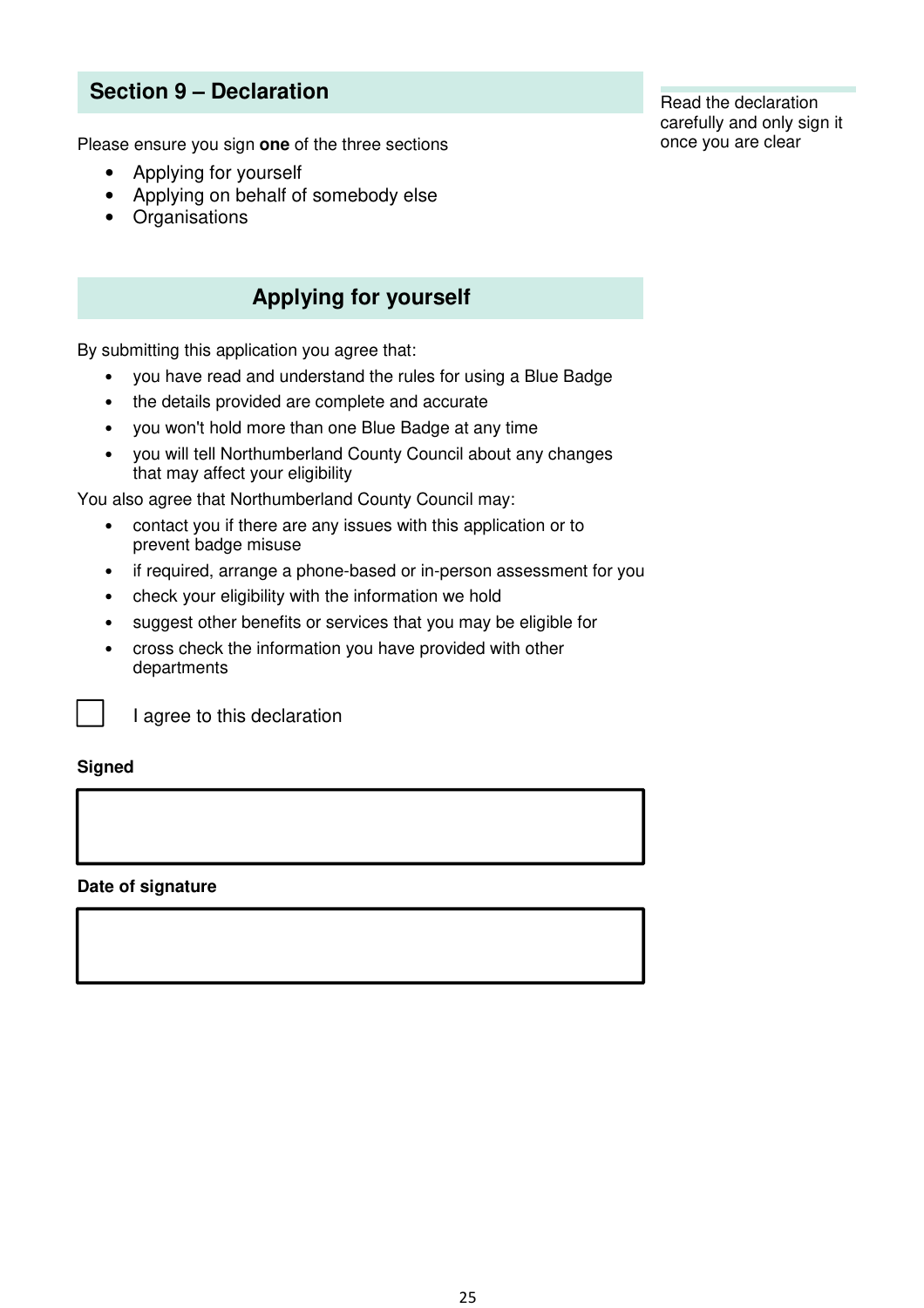## Section 9 – Declaration

Read the declaration carefully and only sign it once you are clear

Please ensure you sign **one** of the three sections

- Applying for yourself
- Applying on behalf of somebody else
- Organisations

### Applying for yourself

By submitting this application you agree that:

- you have read and understand the rules for using a Blue Badge
- the details provided are complete and accurate
- you won't hold more than one Blue Badge at any time
- you will tell Northumberland County Council about any changes that may affect your eligibility

You also agree that Northumberland County Council may:

- contact you if there are any issues with this application or to prevent badge misuse
- if required, arrange a phone-based or in-person assessment for you
- check your eligibility with the information we hold
- suggest other benefits or services that you may be eligible for
- cross check the information you have provided with other departments

☐ I agree to this declaration

**Signed**

| |
|---|
| |

**Date of signature**

| |
|---|
| |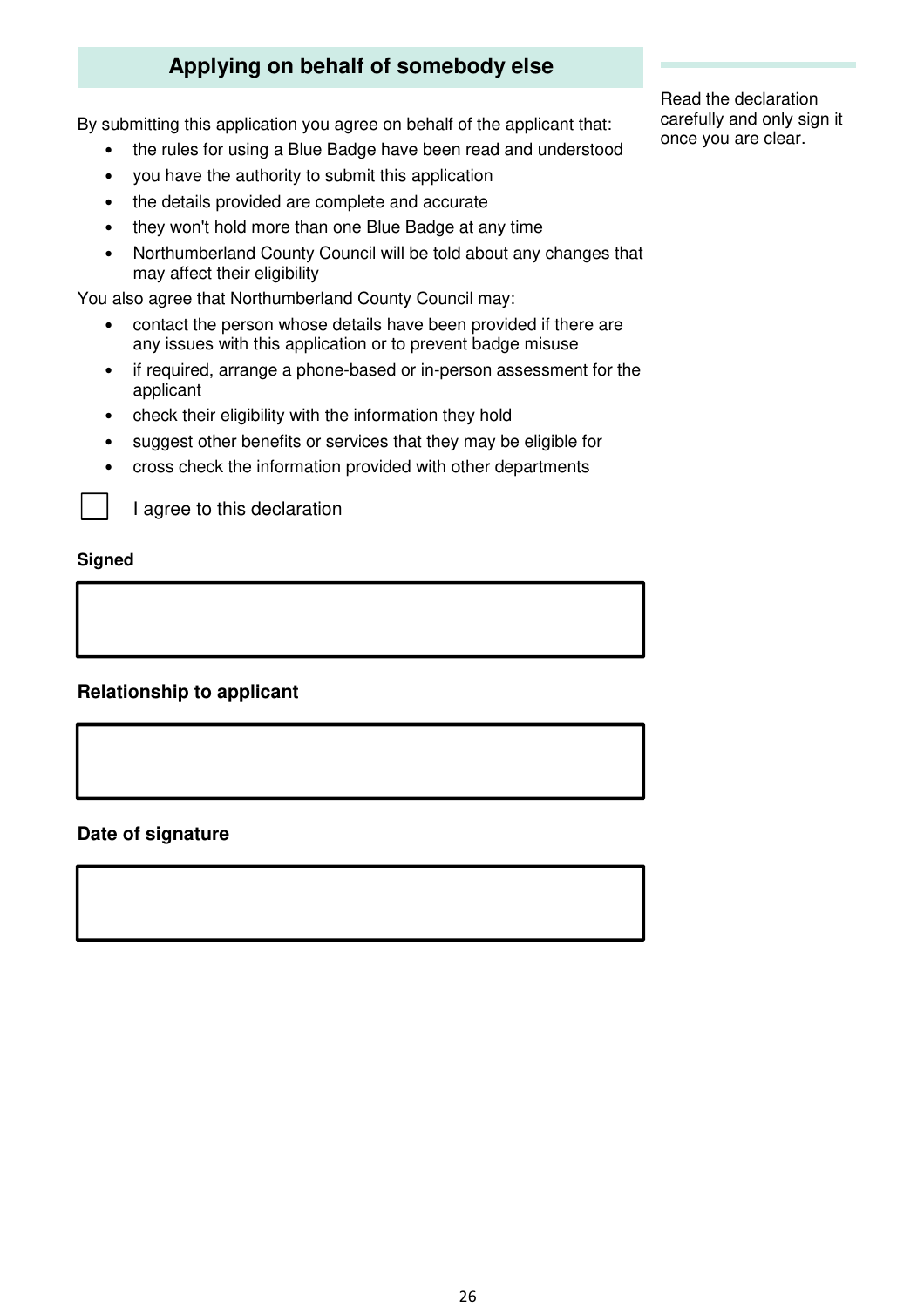## Applying on behalf of somebody else

Read the declaration carefully and only sign it once you are clear.

By submitting this application you agree on behalf of the applicant that:

- the rules for using a Blue Badge have been read and understood
- you have the authority to submit this application
- the details provided are complete and accurate
- they won't hold more than one Blue Badge at any time
- Northumberland County Council will be told about any changes that may affect their eligibility

You also agree that Northumberland County Council may:

- contact the person whose details have been provided if there are any issues with this application or to prevent badge misuse
- if required, arrange a phone-based or in-person assessment for the applicant
- check their eligibility with the information they hold
- suggest other benefits or services that they may be eligible for
- cross check the information provided with other departments

☐ I agree to this declaration

**Signed**

&nbsp;

**Relationship to applicant**

&nbsp;

**Date of signature**

&nbsp;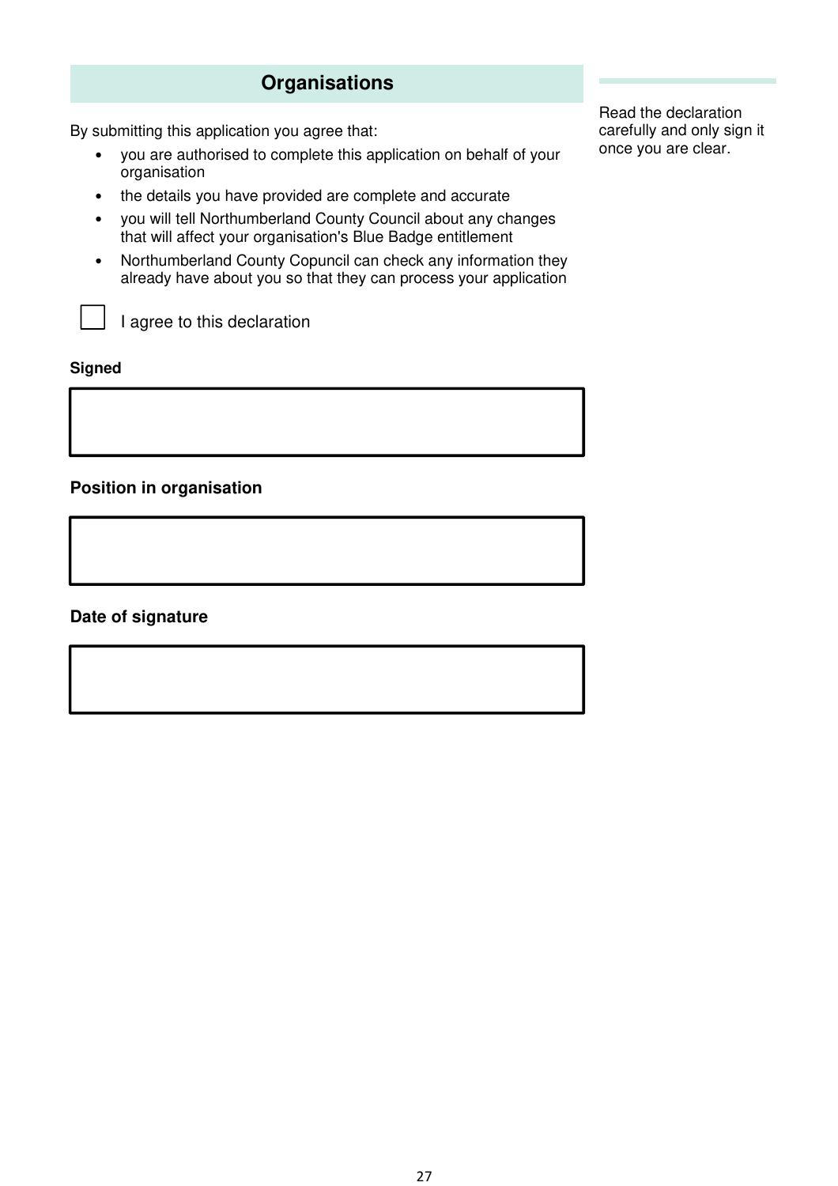## Organisations

By submitting this application you agree that:

- you are authorised to complete this application on behalf of your organisation
- the details you have provided are complete and accurate
- you will tell Northumberland County Council about any changes that will affect your organisation's Blue Badge entitlement
- Northumberland County Copuncil can check any information they already have about you so that they can process your application

Read the declaration carefully and only sign it once you are clear.

☐ I agree to this declaration

**Signed**

| |
|---|
| |

**Position in organisation**

| |
|---|
| |

**Date of signature**

| |
|---|
| |